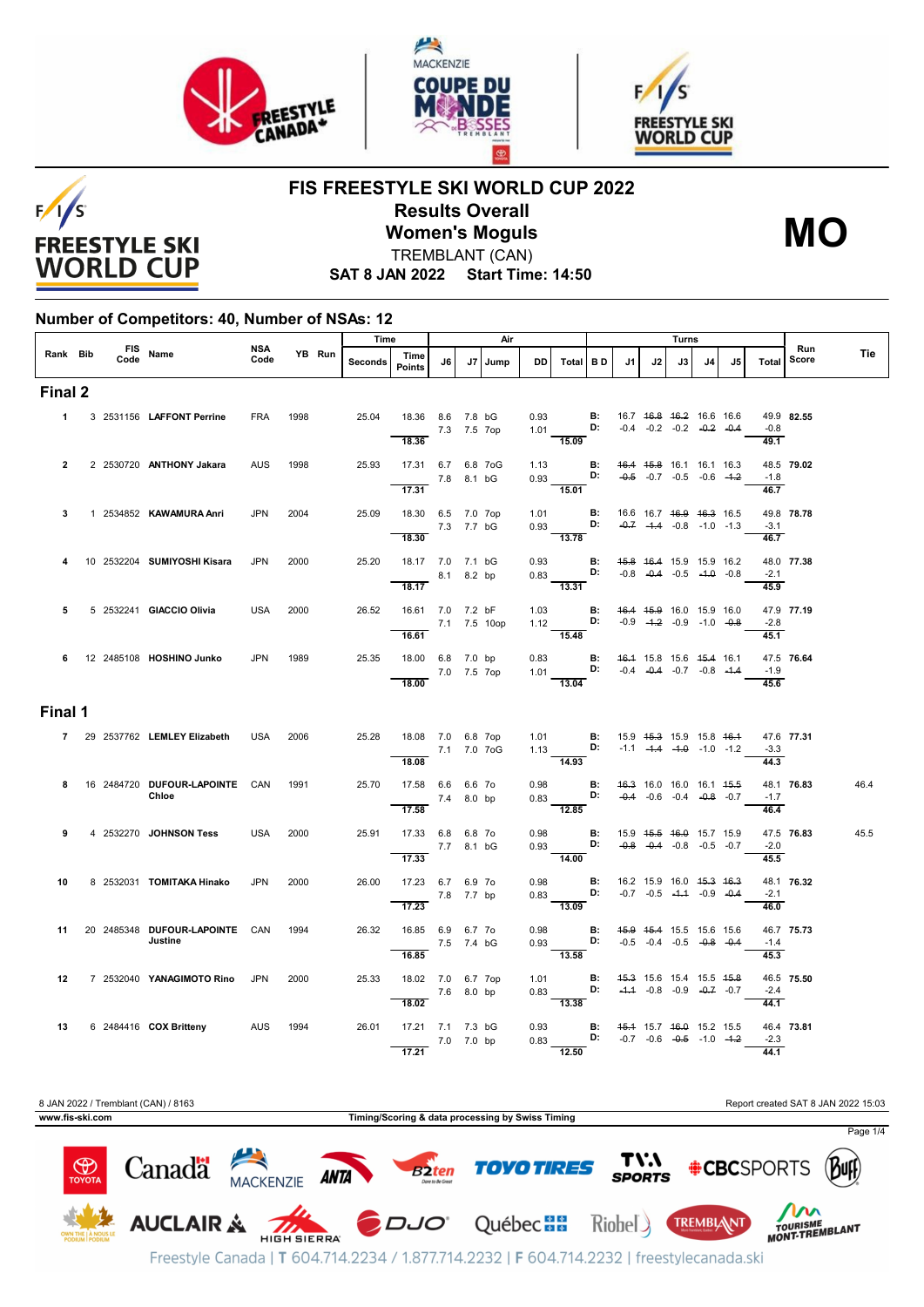# FIS FREESTYLE SKI WORLD CUP 2022

## Results Overall

## Women's Moguls

TREMBLANT (CAN)

**SAT 8 JAN 2022 Start Time: 14:50**

**MO**

### Number of Competitors: 40, Number of NSAs: 12

| Rank | Bib | FIS Code | Name | NSA Code | YB | Run | Time Seconds | Time Points | J6 | J7 | Jump | DD | Air Total | BD | J1 | J2 | J3 | J4 | J5 | Turns Total | Run Score | Tie |
|---|---|---|---|---|---|---|---|---|---|---|---|---|---|---|---|---|---|---|---|---|---|---|
| **Final 2** | | | | | | | | | | | | | | | | | | | | | | |
| 1 | 3 | 2531156 | **LAFFONT Perrine** | FRA | 1998 | | 25.04 | 18.36 | 8.6 | 7.8 | bG | 0.93 | | B: | 16.7 | ~~16.8~~ | ~~16.2~~ | 16.6 | 16.6 | 49.9 | **82.55** | |
| | | | | | | | | | 7.3 | 7.5 | 7op | 1.01 | | D: | -0.4 | -0.2 | -0.2 | ~~-0.2~~ | ~~-0.4~~ | -0.8 | | |
| | | | | | | | | 18.36 | | | | | 15.09 | | | | | | | 49.1 | | |
| 2 | 2 | 2530720 | **ANTHONY Jakara** | AUS | 1998 | | 25.93 | 17.31 | 6.7 | 6.8 | 7oG | 1.13 | | B: | ~~16.4~~ | ~~15.8~~ | 16.1 | 16.1 | 16.3 | 48.5 | **79.02** | |
| | | | | | | | | | 7.8 | 8.1 | bG | 0.93 | | D: | ~~-0.5~~ | -0.7 | -0.5 | -0.6 | ~~-1.2~~ | -1.8 | | |
| | | | | | | | | 17.31 | | | | | 15.01 | | | | | | | 46.7 | | |
| 3 | 1 | 2534852 | **KAWAMURA Anri** | JPN | 2004 | | 25.09 | 18.30 | 6.5 | 7.0 | 7op | 1.01 | | B: | 16.6 | 16.7 | ~~16.9~~ | ~~16.3~~ | 16.5 | 49.8 | **78.78** | |
| | | | | | | | | | 7.3 | 7.7 | bG | 0.93 | | D: | ~~-0.7~~ | ~~-1.4~~ | -0.8 | -1.0 | -1.3 | -3.1 | | |
| | | | | | | | | 18.30 | | | | | 13.78 | | | | | | | 46.7 | | |
| 4 | 10 | 2532204 | **SUMIYOSHI Kisara** | JPN | 2000 | | 25.20 | 18.17 | 7.0 | 7.1 | bG | 0.93 | | B: | ~~15.8~~ | ~~16.4~~ | 15.9 | 15.9 | 16.2 | 48.0 | **77.38** | |
| | | | | | | | | | 8.1 | 8.2 | bp | 0.83 | | D: | -0.8 | ~~-0.4~~ | -0.5 | ~~-1.0~~ | -0.8 | -2.1 | | |
| | | | | | | | | 18.17 | | | | | 13.31 | | | | | | | 45.9 | | |
| 5 | 5 | 2532241 | **GIACCIO Olivia** | USA | 2000 | | 26.52 | 16.61 | 7.0 | 7.2 | bF | 1.03 | | B: | ~~16.4~~ | ~~15.9~~ | 16.0 | 15.9 | 16.0 | 47.9 | **77.19** | |
| | | | | | | | | | 7.1 | 7.5 | 10op | 1.12 | | D: | -0.9 | ~~-1.2~~ | -0.9 | -1.0 | ~~-0.8~~ | -2.8 | | |
| | | | | | | | | 16.61 | | | | | 15.48 | | | | | | | 45.1 | | |
| 6 | 12 | 2485108 | **HOSHINO Junko** | JPN | 1989 | | 25.35 | 18.00 | 6.8 | 7.0 | bp | 0.83 | | B: | ~~16.1~~ | 15.8 | 15.6 | ~~15.4~~ | 16.1 | 47.5 | **76.64** | |
| | | | | | | | | | 7.0 | 7.5 | 7op | 1.01 | | D: | -0.4 | ~~-0.4~~ | -0.7 | -0.8 | ~~-1.4~~ | -1.9 | | |
| | | | | | | | | 18.00 | | | | | 13.04 | | | | | | | 45.6 | | |
| **Final 1** | | | | | | | | | | | | | | | | | | | | | | |
| 7 | 29 | 2537762 | **LEMLEY Elizabeth** | USA | 2006 | | 25.28 | 18.08 | 7.0 | 6.8 | 7op | 1.01 | | B: | 15.9 | ~~15.3~~ | 15.9 | 15.8 | ~~16.1~~ | 47.6 | **77.31** | |
| | | | | | | | | | 7.1 | 7.0 | 7oG | 1.13 | | D: | -1.1 | ~~-1.4~~ | ~~-1.0~~ | -1.0 | -1.2 | -3.3 | | |
| | | | | | | | | 18.08 | | | | | 14.93 | | | | | | | 44.3 | | |
| 8 | 16 | 2484720 | **DUFOUR-LAPOINTE Chloe** | CAN | 1991 | | 25.70 | 17.58 | 6.6 | 6.6 | 7o | 0.98 | | B: | ~~16.3~~ | 16.0 | 16.0 | 16.1 | ~~15.5~~ | 48.1 | **76.83** | 46.4 |
| | | | | | | | | | 7.4 | 8.0 | bp | 0.83 | | D: | ~~-0.4~~ | -0.6 | -0.4 | ~~-0.8~~ | -0.7 | -1.7 | | |
| | | | | | | | | 17.58 | | | | | 12.85 | | | | | | | 46.4 | | |
| 9 | 4 | 2532270 | **JOHNSON Tess** | USA | 2000 | | 25.91 | 17.33 | 6.8 | 6.8 | 7o | 0.98 | | B: | 15.9 | ~~15.5~~ | ~~16.0~~ | 15.7 | 15.9 | 47.5 | **76.83** | 45.5 |
| | | | | | | | | | 7.7 | 8.1 | bG | 0.93 | | D: | ~~-0.8~~ | ~~-0.4~~ | -0.8 | -0.5 | -0.7 | -2.0 | | |
| | | | | | | | | 17.33 | | | | | 14.00 | | | | | | | 45.5 | | |
| 10 | 8 | 2532031 | **TOMITAKA Hinako** | JPN | 2000 | | 26.00 | 17.23 | 6.7 | 6.9 | 7o | 0.98 | | B: | 16.2 | 15.9 | 16.0 | ~~15.3~~ | ~~16.3~~ | 48.1 | **76.32** | |
| | | | | | | | | | 7.8 | 7.7 | bp | 0.83 | | D: | -0.7 | -0.5 | ~~-1.1~~ | -0.9 | ~~-0.4~~ | -2.1 | | |
| | | | | | | | | 17.23 | | | | | 13.09 | | | | | | | 46.0 | | |
| 11 | 20 | 2485348 | **DUFOUR-LAPOINTE Justine** | CAN | 1994 | | 26.32 | 16.85 | 6.9 | 6.7 | 7o | 0.98 | | B: | ~~15.9~~ | ~~15.4~~ | 15.5 | 15.6 | 15.6 | 46.7 | **75.73** | |
| | | | | | | | | | 7.5 | 7.4 | bG | 0.93 | | D: | -0.5 | -0.4 | -0.5 | ~~-0.8~~ | ~~-0.4~~ | -1.4 | | |
| | | | | | | | | 16.85 | | | | | 13.58 | | | | | | | 45.3 | | |
| 12 | 7 | 2532040 | **YANAGIMOTO Rino** | JPN | 2000 | | 25.33 | 18.02 | 7.0 | 6.7 | 7op | 1.01 | | B: | ~~15.3~~ | 15.6 | 15.4 | 15.5 | ~~15.8~~ | 46.5 | **75.50** | |
| | | | | | | | | | 7.6 | 8.0 | bp | 0.83 | | D: | ~~-1.1~~ | -0.8 | -0.9 | ~~-0.7~~ | -0.7 | -2.4 | | |
| | | | | | | | | 18.02 | | | | | 13.38 | | | | | | | 44.1 | | |
| 13 | 6 | 2484416 | **COX Britteny** | AUS | 1994 | | 26.01 | 17.21 | 7.1 | 7.3 | bG | 0.93 | | B: | ~~15.1~~ | 15.7 | ~~16.0~~ | 15.2 | 15.5 | 46.4 | **73.81** | |
| | | | | | | | | | 7.0 | 7.0 | bp | 0.83 | | D: | -0.7 | -0.6 | ~~-0.5~~ | -1.0 | ~~-1.2~~ | -2.3 | | |
| | | | | | | | | 17.21 | | | | | 12.50 | | | | | | | 44.1 | | |

8 JAN 2022 / Tremblant (CAN) / 8163 — Report created SAT 8 JAN 2022 15:03

www.fis-ski.com — Timing/Scoring & data processing by Swiss Timing

Freestyle Canada | T 604.714.2234 / 1.877.714.2232 | F 604.714.2232 | freestylecanada.ski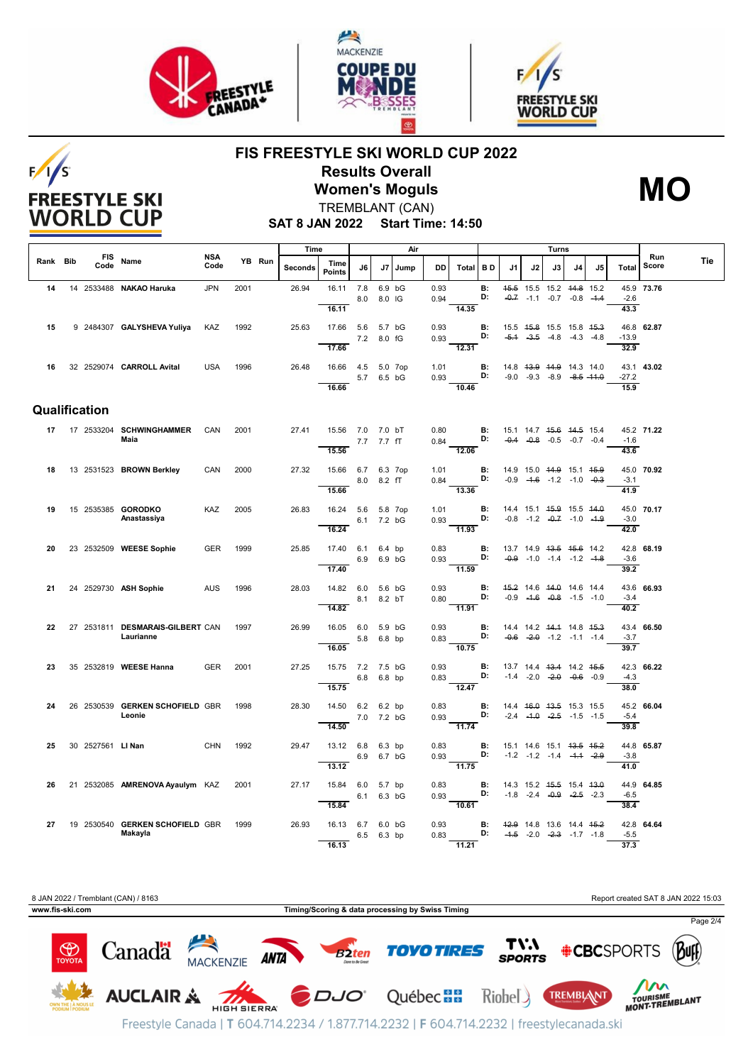# FIS FREESTYLE SKI WORLD CUP 2022

## Results Overall

## Women's Moguls

**MO**

TREMBLANT (CAN)

**SAT 8 JAN 2022 Start Time: 14:50**

| Rank | Bib | FIS Code | Name | NSA Code | YB | Run | Time Seconds | Time Points | Air J6 | Air J7 | Jump | DD | Air Total | B D | Turns J1 | J2 | J3 | J4 | J5 | Turns Total | Run Score | Tie |
|---|---|---|---|---|---|---|---|---|---|---|---|---|---|---|---|---|---|---|---|---|---|---|
| 14 | 14 | 2533488 | NAKAO Haruka | JPN | 2001 | | 26.94 | 16.11 | 7.8 | 6.9 | bG | 0.93 | | B: | ~~15.5~~ | 15.5 | 15.2 | ~~14.8~~ | 15.2 | 45.9 | 73.76 | |
| | | | | | | | | | 8.0 | 8.0 | IG | 0.94 | | D: | ~~-0.7~~ | -1.1 | -0.7 | -0.8 | ~~-1.4~~ | -2.6 | | |
| | | | | | | | | 16.11 | | | | | 14.35 | | | | | | | 43.3 | | |
| 15 | 9 | 2484307 | GALYSHEVA Yuliya | KAZ | 1992 | | 25.63 | 17.66 | 5.6 | 5.7 | bG | 0.93 | | B: | 15.5 | ~~15.8~~ | 15.5 | 15.8 | ~~15.3~~ | 46.8 | 62.87 | |
| | | | | | | | | | 7.2 | 8.0 | fG | 0.93 | | D: | ~~-5.1~~ | ~~-3.5~~ | -4.8 | -4.3 | -4.8 | -13.9 | | |
| | | | | | | | | 17.66 | | | | | 12.31 | | | | | | | 32.9 | | |
| 16 | 32 | 2529074 | CARROLL Avital | USA | 1996 | | 26.48 | 16.66 | 4.5 | 5.0 | 7op | 1.01 | | B: | 14.8 | ~~13.9~~ | ~~14.9~~ | 14.3 | 14.0 | 43.1 | 43.02 | |
| | | | | | | | | | 5.7 | 6.5 | bG | 0.93 | | D: | -9.0 | -9.3 | -8.9 | ~~-8.5~~ | ~~-11.0~~ | -27.2 | | |
| | | | | | | | | 16.66 | | | | | 10.46 | | | | | | | 15.9 | | |

### Qualification

| Rank | Bib | FIS Code | Name | NSA Code | YB | Run | Time Seconds | Time Points | Air J6 | Air J7 | Jump | DD | Air Total | B D | Turns J1 | J2 | J3 | J4 | J5 | Turns Total | Run Score | Tie |
|---|---|---|---|---|---|---|---|---|---|---|---|---|---|---|---|---|---|---|---|---|---|---|
| 17 | 17 | 2533204 | SCHWINGHAMMER Maia | CAN | 2001 | | 27.41 | 15.56 | 7.0 | 7.0 | bT | 0.80 | | B: | 15.1 | 14.7 | ~~15.6~~ | ~~14.5~~ | 15.4 | 45.2 | 71.22 | |
| | | | | | | | | | 7.7 | 7.7 | fT | 0.84 | | D: | ~~-0.4~~ | ~~-0.8~~ | -0.5 | -0.7 | -0.4 | -1.6 | | |
| | | | | | | | | 15.56 | | | | | 12.06 | | | | | | | 43.6 | | |
| 18 | 13 | 2531523 | BROWN Berkley | CAN | 2000 | | 27.32 | 15.66 | 6.7 | 6.3 | 7op | 1.01 | | B: | 14.9 | 15.0 | ~~14.9~~ | 15.1 | ~~15.9~~ | 45.0 | 70.92 | |
| | | | | | | | | | 8.0 | 8.2 | fT | 0.84 | | D: | -0.9 | ~~-1.6~~ | -1.2 | -1.0 | ~~-0.3~~ | -3.1 | | |
| | | | | | | | | 15.66 | | | | | 13.36 | | | | | | | 41.9 | | |
| 19 | 15 | 2535385 | GORODKO Anastassiya | KAZ | 2005 | | 26.83 | 16.24 | 5.6 | 5.8 | 7op | 1.01 | | B: | 14.4 | 15.1 | ~~15.9~~ | 15.5 | ~~14.0~~ | 45.0 | 70.17 | |
| | | | | | | | | | 6.1 | 7.2 | bG | 0.93 | | D: | -0.8 | -1.2 | ~~-0.7~~ | -1.0 | ~~-1.9~~ | -3.0 | | |
| | | | | | | | | 16.24 | | | | | 11.93 | | | | | | | 42.0 | | |
| 20 | 23 | 2532509 | WEESE Sophie | GER | 1999 | | 25.85 | 17.40 | 6.1 | 6.4 | bp | 0.83 | | B: | 13.7 | 14.9 | ~~13.5~~ | ~~15.6~~ | 14.2 | 42.8 | 68.19 | |
| | | | | | | | | | 6.9 | 6.9 | bG | 0.93 | | D: | ~~-0.9~~ | -1.0 | -1.4 | -1.2 | ~~-1.8~~ | -3.6 | | |
| | | | | | | | | 17.40 | | | | | 11.59 | | | | | | | 39.2 | | |
| 21 | 24 | 2529730 | ASH Sophie | AUS | 1996 | | 28.03 | 14.82 | 6.0 | 5.6 | bG | 0.93 | | B: | ~~15.2~~ | 14.6 | ~~14.0~~ | 14.6 | 14.4 | 43.6 | 66.93 | |
| | | | | | | | | | 8.1 | 8.2 | bT | 0.80 | | D: | -0.9 | ~~-1.6~~ | ~~-0.8~~ | -1.5 | -1.0 | -3.4 | | |
| | | | | | | | | 14.82 | | | | | 11.91 | | | | | | | 40.2 | | |
| 22 | 27 | 2531811 | DESMARAIS-GILBERT Laurianne | CAN | 1997 | | 26.99 | 16.05 | 6.0 | 5.9 | bG | 0.93 | | B: | 14.4 | 14.2 | ~~14.1~~ | 14.8 | ~~15.3~~ | 43.4 | 66.50 | |
| | | | | | | | | | 5.8 | 6.8 | bp | 0.83 | | D: | ~~-0.6~~ | ~~-2.0~~ | -1.2 | -1.1 | -1.4 | -3.7 | | |
| | | | | | | | | 16.05 | | | | | 10.75 | | | | | | | 39.7 | | |
| 23 | 35 | 2532819 | WEESE Hanna | GER | 2001 | | 27.25 | 15.75 | 7.2 | 7.5 | bG | 0.93 | | B: | 13.7 | 14.4 | ~~13.4~~ | 14.2 | ~~15.5~~ | 42.3 | 66.22 | |
| | | | | | | | | | 6.8 | 6.8 | bp | 0.83 | | D: | -1.4 | -2.0 | ~~-2.0~~ | ~~-0.6~~ | -0.9 | -4.3 | | |
| | | | | | | | | 15.75 | | | | | 12.47 | | | | | | | 38.0 | | |
| 24 | 26 | 2530539 | GERKEN SCHOFIELD Leonie | GBR | 1998 | | 28.30 | 14.50 | 6.2 | 6.2 | bp | 0.83 | | B: | 14.4 | ~~16.0~~ | ~~13.5~~ | 15.3 | 15.5 | 45.2 | 66.04 | |
| | | | | | | | | | 7.0 | 7.2 | bG | 0.93 | | D: | -2.4 | ~~-1.0~~ | ~~-2.5~~ | -1.5 | -1.5 | -5.4 | | |
| | | | | | | | | 14.50 | | | | | 11.74 | | | | | | | 39.8 | | |
| 25 | 30 | 2527561 | LI Nan | CHN | 1992 | | 29.47 | 13.12 | 6.8 | 6.3 | bp | 0.83 | | B: | 15.1 | 14.6 | 15.1 | ~~13.5~~ | ~~15.2~~ | 44.8 | 65.87 | |
| | | | | | | | | | 6.9 | 6.7 | bG | 0.93 | | D: | -1.2 | -1.2 | -1.4 | ~~-1.1~~ | ~~-2.9~~ | -3.8 | | |
| | | | | | | | | 13.12 | | | | | 11.75 | | | | | | | 41.0 | | |
| 26 | 21 | 2532085 | AMRENOVA Ayaulym | KAZ | 2001 | | 27.17 | 15.84 | 6.0 | 5.7 | bp | 0.83 | | B: | 14.3 | 15.2 | ~~15.5~~ | 15.4 | ~~13.0~~ | 44.9 | 64.85 | |
| | | | | | | | | | 6.1 | 6.3 | bG | 0.93 | | D: | -1.8 | -2.4 | ~~-0.9~~ | ~~-2.5~~ | -2.3 | -6.5 | | |
| | | | | | | | | 15.84 | | | | | 10.61 | | | | | | | 38.4 | | |
| 27 | 19 | 2530540 | GERKEN SCHOFIELD Makayla | GBR | 1999 | | 26.93 | 16.13 | 6.7 | 6.0 | bG | 0.93 | | B: | ~~12.9~~ | 14.8 | 13.6 | 14.4 | ~~15.2~~ | 42.8 | 64.64 | |
| | | | | | | | | | 6.5 | 6.3 | bp | 0.83 | | D: | ~~-1.5~~ | -2.0 | ~~-2.3~~ | -1.7 | -1.8 | -5.5 | | |
| | | | | | | | | 16.13 | | | | | 11.21 | | | | | | | 37.3 | | |

8 JAN 2022 / Tremblant (CAN) / 8163 — Report created SAT 8 JAN 2022 15:03

www.fis-ski.com — Timing/Scoring & data processing by Swiss Timing

Freestyle Canada | T 604.714.2234 / 1.877.714.2232 | F 604.714.2232 | freestylecanada.ski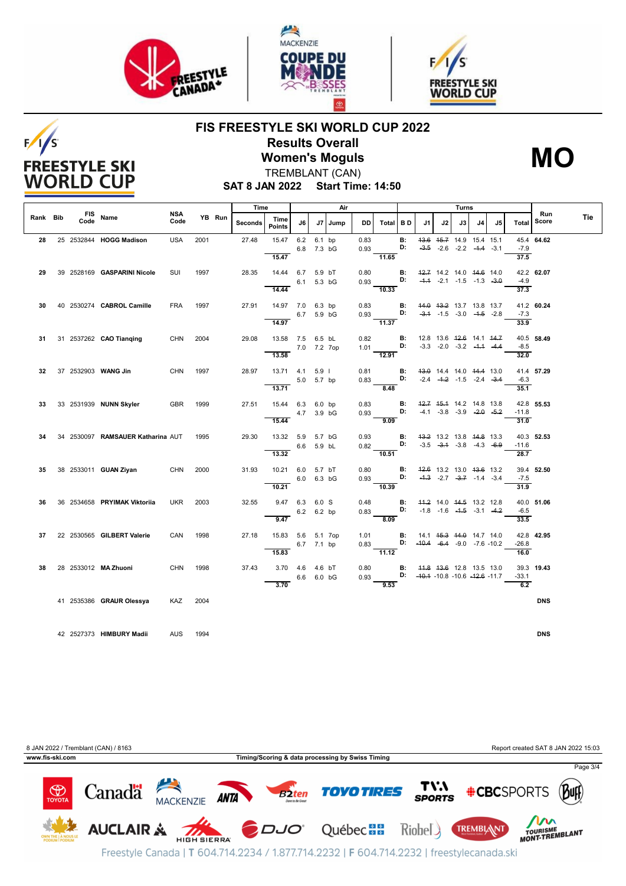# FIS FREESTYLE SKI WORLD CUP 2022

## Results Overall

## Women's Moguls

TREMBLANT (CAN)

**SAT 8 JAN 2022 Start Time: 14:50**

**MO**

| Rank | Bib | FIS Code | Name | NSA Code | YB | Run | Time Seconds | Time Points | Air J6 | Air J7 | Jump | DD | Air Total | B D | Turns J1 | J2 | J3 | J4 | J5 | Turns Total | Run Score | Tie |
|---|---|---|---|---|---|---|---|---|---|---|---|---|---|---|---|---|---|---|---|---|---|---|
| 28 | 25 | 2532844 | **HOGG Madison** | USA | 2001 | | 27.48 | 15.47 | 6.2 | 6.1 | bp | 0.83 | | B: | ~~13.6~~ | ~~15.7~~ | 14.9 | 15.4 | 15.1 | 45.4 | **64.62** | |
| | | | | | | | | | 6.8 | 7.3 | bG | 0.93 | | D: | ~~-3.5~~ | -2.6 | -2.2 | ~~-1.4~~ | -3.1 | -7.9 | | |
| | | | | | | | | 15.47 | | | | | 11.65 | | | | | | | 37.5 | | |
| 29 | 39 | 2528169 | **GASPARINI Nicole** | SUI | 1997 | | 28.35 | 14.44 | 6.7 | 5.9 | bT | 0.80 | | B: | ~~12.7~~ | 14.2 | 14.0 | ~~14.6~~ | 14.0 | 42.2 | **62.07** | |
| | | | | | | | | | 6.1 | 5.3 | bG | 0.93 | | D: | ~~-1.1~~ | -2.1 | -1.5 | -1.3 | ~~-3.0~~ | -4.9 | | |
| | | | | | | | | 14.44 | | | | | 10.33 | | | | | | | 37.3 | | |
| 30 | 40 | 2530274 | **CABROL Camille** | FRA | 1997 | | 27.91 | 14.97 | 7.0 | 6.3 | bp | 0.83 | | B: | ~~14.0~~ | ~~13.2~~ | 13.7 | 13.8 | 13.7 | 41.2 | **60.24** | |
| | | | | | | | | | 6.7 | 5.9 | bG | 0.93 | | D: | ~~-3.1~~ | -1.5 | -3.0 | ~~-1.5~~ | -2.8 | -7.3 | | |
| | | | | | | | | 14.97 | | | | | 11.37 | | | | | | | 33.9 | | |
| 31 | 31 | 2537262 | **CAO Tianqing** | CHN | 2004 | | 29.08 | 13.58 | 7.5 | 6.5 | bL | 0.82 | | B: | 12.8 | 13.6 | ~~12.6~~ | 14.1 | ~~14.7~~ | 40.5 | **58.49** | |
| | | | | | | | | | 7.0 | 7.2 | 7op | 1.01 | | D: | -3.3 | -2.0 | -3.2 | ~~-1.1~~ | ~~-4.4~~ | -8.5 | | |
| | | | | | | | | 13.58 | | | | | 12.91 | | | | | | | 32.0 | | |
| 32 | 37 | 2532903 | **WANG Jin** | CHN | 1997 | | 28.97 | 13.71 | 4.1 | 5.9 | I | 0.81 | | B: | ~~13.0~~ | 14.4 | 14.0 | ~~14.4~~ | 13.0 | 41.4 | **57.29** | |
| | | | | | | | | | 5.0 | 5.7 | bp | 0.83 | | D: | -2.4 | ~~-1.2~~ | -1.5 | -2.4 | ~~-3.4~~ | -6.3 | | |
| | | | | | | | | 13.71 | | | | | 8.48 | | | | | | | 35.1 | | |
| 33 | 33 | 2531939 | **NUNN Skyler** | GBR | 1999 | | 27.51 | 15.44 | 6.3 | 6.0 | bp | 0.83 | | B: | ~~12.7~~ | ~~15.1~~ | 14.2 | 14.8 | 13.8 | 42.8 | **55.53** | |
| | | | | | | | | | 4.7 | 3.9 | bG | 0.93 | | D: | -4.1 | -3.8 | -3.9 | ~~-2.0~~ | ~~-5.2~~ | -11.8 | | |
| | | | | | | | | 15.44 | | | | | 9.09 | | | | | | | 31.0 | | |
| 34 | 34 | 2530097 | **RAMSAUER Katharina** | AUT | 1995 | | 29.30 | 13.32 | 5.9 | 5.7 | bG | 0.93 | | B: | ~~13.2~~ | 13.2 | 13.8 | ~~14.8~~ | 13.3 | 40.3 | **52.53** | |
| | | | | | | | | | 6.6 | 5.9 | bL | 0.82 | | D: | -3.5 | ~~-3.1~~ | -3.8 | -4.3 | ~~-6.9~~ | -11.6 | | |
| | | | | | | | | 13.32 | | | | | 10.51 | | | | | | | 28.7 | | |
| 35 | 38 | 2533011 | **GUAN Ziyan** | CHN | 2000 | | 31.93 | 10.21 | 6.0 | 5.7 | bT | 0.80 | | B: | ~~12.6~~ | 13.2 | 13.0 | ~~13.6~~ | 13.2 | 39.4 | **52.50** | |
| | | | | | | | | | 6.0 | 6.3 | bG | 0.93 | | D: | ~~-1.3~~ | -2.7 | ~~-3.7~~ | -1.4 | -3.4 | -7.5 | | |
| | | | | | | | | 10.21 | | | | | 10.39 | | | | | | | 31.9 | | |
| 36 | 36 | 2534658 | **PRYIMAK Viktoriia** | UKR | 2003 | | 32.55 | 9.47 | 6.3 | 6.0 | S | 0.48 | | B: | ~~11.2~~ | 14.0 | ~~14.5~~ | 13.2 | 12.8 | 40.0 | **51.06** | |
| | | | | | | | | | 6.2 | 6.2 | bp | 0.83 | | D: | -1.8 | -1.6 | ~~-1.5~~ | -3.1 | ~~-4.2~~ | -6.5 | | |
| | | | | | | | | 9.47 | | | | | 8.09 | | | | | | | 33.5 | | |
| 37 | 22 | 2530565 | **GILBERT Valerie** | CAN | 1998 | | 27.18 | 15.83 | 5.6 | 5.1 | 7op | 1.01 | | B: | 14.1 | ~~15.3~~ | ~~14.0~~ | 14.7 | 14.0 | 42.8 | **42.95** | |
| | | | | | | | | | 6.7 | 7.1 | bp | 0.83 | | D: | ~~-10.4~~ | ~~-6.4~~ | -9.0 | -7.6 | -10.2 | -26.8 | | |
| | | | | | | | | 15.83 | | | | | 11.12 | | | | | | | 16.0 | | |
| 38 | 28 | 2533012 | **MA Zhuoni** | CHN | 1998 | | 37.43 | 3.70 | 4.6 | 4.6 | bT | 0.80 | | B: | ~~11.8~~ | ~~13.6~~ | 12.8 | 13.5 | 13.0 | 39.3 | **19.43** | |
| | | | | | | | | | 6.6 | 6.0 | bG | 0.93 | | D: | ~~-10.1~~ | -10.8 | -10.6 | ~~-12.6~~ | -11.7 | -33.1 | | |
| | | | | | | | | 3.70 | | | | | 9.53 | | | | | | | 6.2 | | |
| | 41 | 2535386 | **GRAUR Olessya** | KAZ | 2004 | | | | | | | | | | | | | | | | **DNS** | |
| | 42 | 2527373 | **HIMBURY Madii** | AUS | 1994 | | | | | | | | | | | | | | | | **DNS** | |

8 JAN 2022 / Tremblant (CAN) / 8163

Report created SAT 8 JAN 2022 15:03

**www.fis-ski.com**

**Timing/Scoring & data processing by Swiss Timing**

Freestyle Canada | T 604.714.2234 / 1.877.714.2232 | F 604.714.2232 | freestylecanada.ski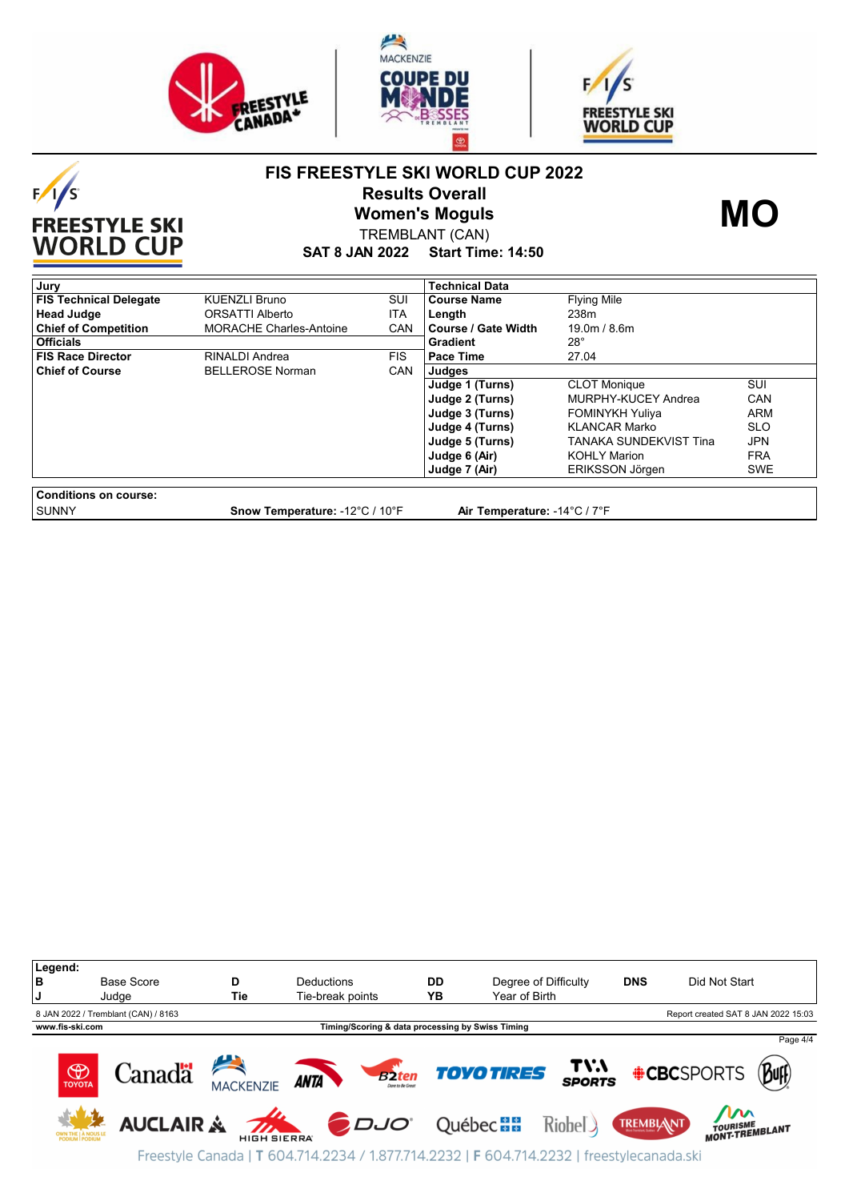# FIS FREESTYLE SKI WORLD CUP 2022

## Results Overall

## Women's Moguls

**MO**

TREMBLANT (CAN)

**SAT 8 JAN 2022 Start Time: 14:50**

| Jury | | |
|---|---|---|
| **FIS Technical Delegate** | KUENZLI Bruno | SUI |
| **Head Judge** | ORSATTI Alberto | ITA |
| **Chief of Competition** | MORACHE Charles-Antoine | CAN |
| **Officials** | | |
| **FIS Race Director** | RINALDI Andrea | FIS |
| **Chief of Course** | BELLEROSE Norman | CAN |

| Technical Data | | |
|---|---|---|
| **Course Name** | Flying Mile | |
| **Length** | 238m | |
| **Course / Gate Width** | 19.0m / 8.6m | |
| **Gradient** | 28° | |
| **Pace Time** | 27.04 | |
| **Judges** | | |
| **Judge 1 (Turns)** | CLOT Monique | SUI |
| **Judge 2 (Turns)** | MURPHY-KUCEY Andrea | CAN |
| **Judge 3 (Turns)** | FOMINYKH Yuliya | ARM |
| **Judge 4 (Turns)** | KLANCAR Marko | SLO |
| **Judge 5 (Turns)** | TANAKA SUNDEKVIST Tina | JPN |
| **Judge 6 (Air)** | KOHLY Marion | FRA |
| **Judge 7 (Air)** | ERIKSSON Jörgen | SWE |

**Conditions on course:**
SUNNY **Snow Temperature: -12°C / 10°F** **Air Temperature: -14°C / 7°F**

**Legend:**

| | | | | | | | |
|---|---|---|---|---|---|---|---|
| **B** | Base Score | **D** | Deductions | **DD** | Degree of Difficulty | **DNS** | Did Not Start |
| **J** | Judge | **Tie** | Tie-break points | **YB** | Year of Birth | | |

8 JAN 2022 / Tremblant (CAN) / 8163 Report created SAT 8 JAN 2022 15:03

www.fis-ski.com Timing/Scoring & data processing by Swiss Timing

Freestyle Canada | T 604.714.2234 / 1.877.714.2232 | F 604.714.2232 | freestylecanada.ski